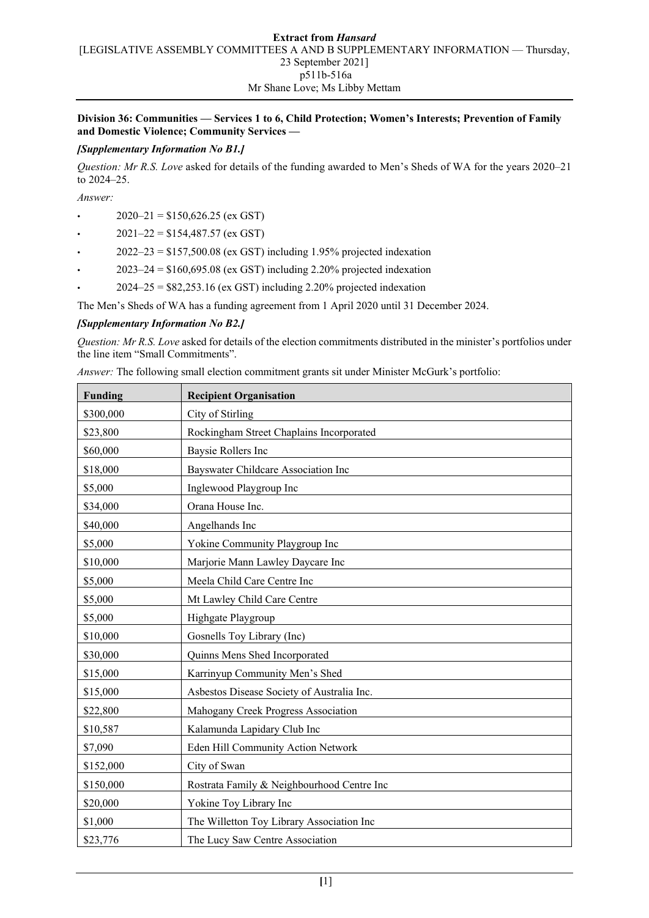**Extract from *Hansard***
[LEGISLATIVE ASSEMBLY COMMITTEES A AND B SUPPLEMENTARY INFORMATION — Thursday, 23 September 2021]
p511b-516a
Mr Shane Love; Ms Libby Mettam

**Division 36: Communities — Services 1 to 6, Child Protection; Women's Interests; Prevention of Family and Domestic Violence; Community Services —**

***[Supplementary Information No B1.]***

*Question: Mr R.S. Love* asked for details of the funding awarded to Men's Sheds of WA for the years 2020–21 to 2024–25.

*Answer:*

- 2020–21 = $150,626.25 (ex GST)
- 2021–22 = $154,487.57 (ex GST)
- 2022–23 = $157,500.08 (ex GST) including 1.95% projected indexation
- 2023–24 = $160,695.08 (ex GST) including 2.20% projected indexation
- 2024–25 = $82,253.16 (ex GST) including 2.20% projected indexation

The Men's Sheds of WA has a funding agreement from 1 April 2020 until 31 December 2024.

***[Supplementary Information No B2.]***

*Question: Mr R.S. Love* asked for details of the election commitments distributed in the minister's portfolios under the line item "Small Commitments".

*Answer:* The following small election commitment grants sit under Minister McGurk's portfolio:

| Funding | Recipient Organisation |
|---|---|
| $300,000 | City of Stirling |
| $23,800 | Rockingham Street Chaplains Incorporated |
| $60,000 | Baysie Rollers Inc |
| $18,000 | Bayswater Childcare Association Inc |
| $5,000 | Inglewood Playgroup Inc |
| $34,000 | Orana House Inc. |
| $40,000 | Angelhands Inc |
| $5,000 | Yokine Community Playgroup Inc |
| $10,000 | Marjorie Mann Lawley Daycare Inc |
| $5,000 | Meela Child Care Centre Inc |
| $5,000 | Mt Lawley Child Care Centre |
| $5,000 | Highgate Playgroup |
| $10,000 | Gosnells Toy Library (Inc) |
| $30,000 | Quinns Mens Shed Incorporated |
| $15,000 | Karrinyup Community Men's Shed |
| $15,000 | Asbestos Disease Society of Australia Inc. |
| $22,800 | Mahogany Creek Progress Association |
| $10,587 | Kalamunda Lapidary Club Inc |
| $7,090 | Eden Hill Community Action Network |
| $152,000 | City of Swan |
| $150,000 | Rostrata Family & Neighbourhood Centre Inc |
| $20,000 | Yokine Toy Library Inc |
| $1,000 | The Willetton Toy Library Association Inc |
| $23,776 | The Lucy Saw Centre Association |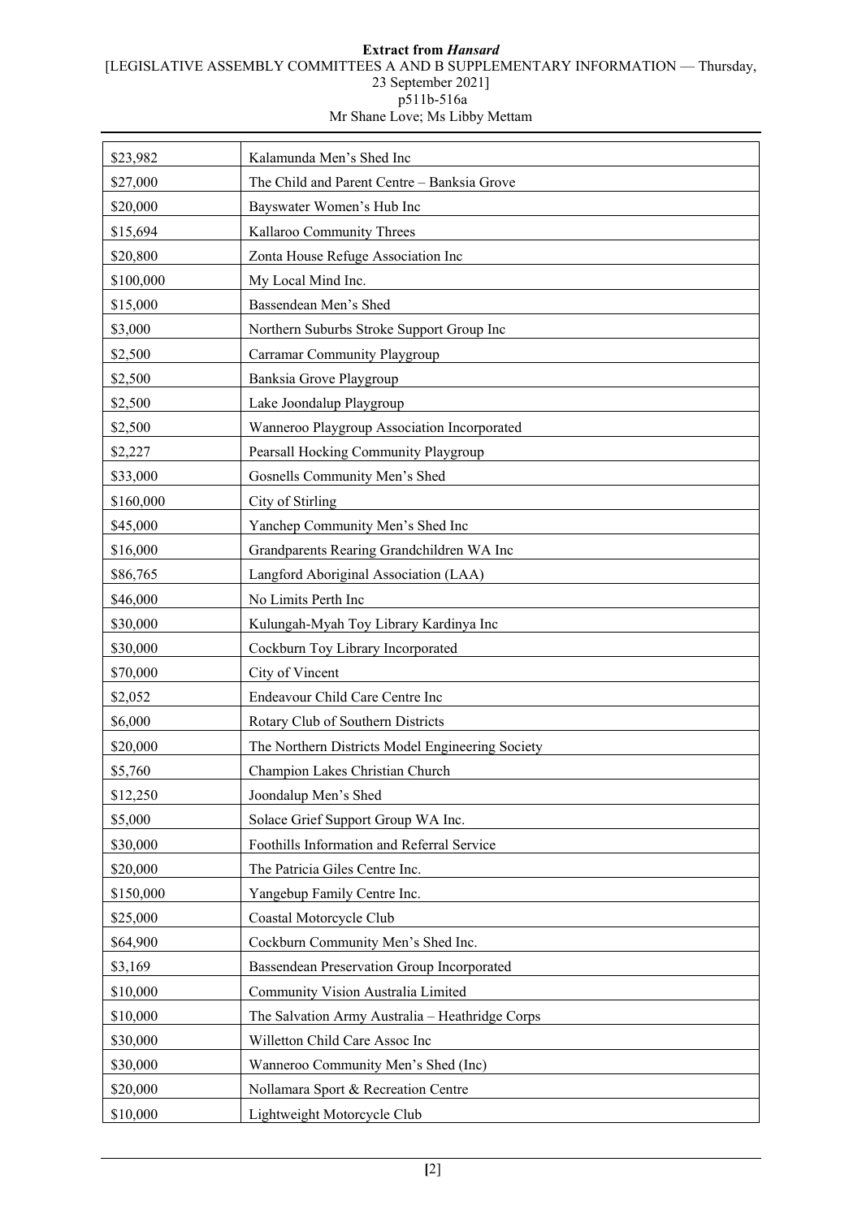| | |
|---|---|
| $23,982 | Kalamunda Men's Shed Inc |
| $27,000 | The Child and Parent Centre – Banksia Grove |
| $20,000 | Bayswater Women's Hub Inc |
| $15,694 | Kallaroo Community Threes |
| $20,800 | Zonta House Refuge Association Inc |
| $100,000 | My Local Mind Inc. |
| $15,000 | Bassendean Men's Shed |
| $3,000 | Northern Suburbs Stroke Support Group Inc |
| $2,500 | Carramar Community Playgroup |
| $2,500 | Banksia Grove Playgroup |
| $2,500 | Lake Joondalup Playgroup |
| $2,500 | Wanneroo Playgroup Association Incorporated |
| $2,227 | Pearsall Hocking Community Playgroup |
| $33,000 | Gosnells Community Men's Shed |
| $160,000 | City of Stirling |
| $45,000 | Yanchep Community Men's Shed Inc |
| $16,000 | Grandparents Rearing Grandchildren WA Inc |
| $86,765 | Langford Aboriginal Association (LAA) |
| $46,000 | No Limits Perth Inc |
| $30,000 | Kulungah-Myah Toy Library Kardinya Inc |
| $30,000 | Cockburn Toy Library Incorporated |
| $70,000 | City of Vincent |
| $2,052 | Endeavour Child Care Centre Inc |
| $6,000 | Rotary Club of Southern Districts |
| $20,000 | The Northern Districts Model Engineering Society |
| $5,760 | Champion Lakes Christian Church |
| $12,250 | Joondalup Men's Shed |
| $5,000 | Solace Grief Support Group WA Inc. |
| $30,000 | Foothills Information and Referral Service |
| $20,000 | The Patricia Giles Centre Inc. |
| $150,000 | Yangebup Family Centre Inc. |
| $25,000 | Coastal Motorcycle Club |
| $64,900 | Cockburn Community Men's Shed Inc. |
| $3,169 | Bassendean Preservation Group Incorporated |
| $10,000 | Community Vision Australia Limited |
| $10,000 | The Salvation Army Australia – Heathridge Corps |
| $30,000 | Willetton Child Care Assoc Inc |
| $30,000 | Wanneroo Community Men's Shed (Inc) |
| $20,000 | Nollamara Sport & Recreation Centre |
| $10,000 | Lightweight Motorcycle Club |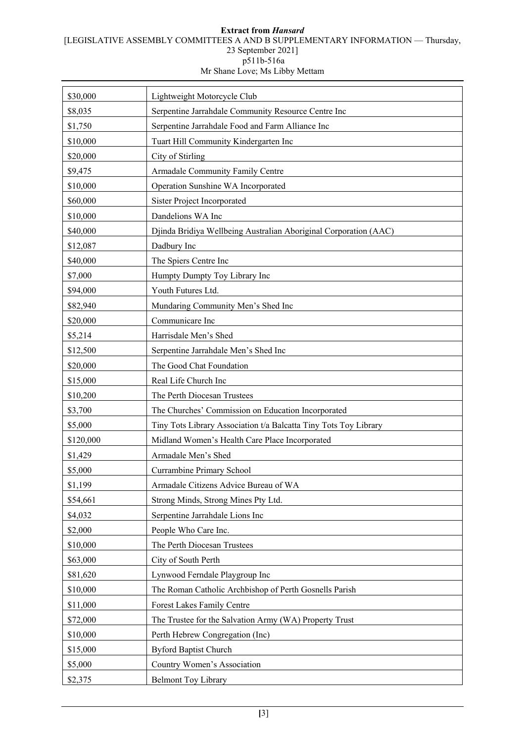| $30,000 | Lightweight Motorcycle Club |
|---|---|
| $8,035 | Serpentine Jarrahdale Community Resource Centre Inc |
| $1,750 | Serpentine Jarrahdale Food and Farm Alliance Inc |
| $10,000 | Tuart Hill Community Kindergarten Inc |
| $20,000 | City of Stirling |
| $9,475 | Armadale Community Family Centre |
| $10,000 | Operation Sunshine WA Incorporated |
| $60,000 | Sister Project Incorporated |
| $10,000 | Dandelions WA Inc |
| $40,000 | Djinda Bridiya Wellbeing Australian Aboriginal Corporation (AAC) |
| $12,087 | Dadbury Inc |
| $40,000 | The Spiers Centre Inc |
| $7,000 | Humpty Dumpty Toy Library Inc |
| $94,000 | Youth Futures Ltd. |
| $82,940 | Mundaring Community Men's Shed Inc |
| $20,000 | Communicare Inc |
| $5,214 | Harrisdale Men's Shed |
| $12,500 | Serpentine Jarrahdale Men's Shed Inc |
| $20,000 | The Good Chat Foundation |
| $15,000 | Real Life Church Inc |
| $10,200 | The Perth Diocesan Trustees |
| $3,700 | The Churches' Commission on Education Incorporated |
| $5,000 | Tiny Tots Library Association t/a Balcatta Tiny Tots Toy Library |
| $120,000 | Midland Women's Health Care Place Incorporated |
| $1,429 | Armadale Men's Shed |
| $5,000 | Currambine Primary School |
| $1,199 | Armadale Citizens Advice Bureau of WA |
| $54,661 | Strong Minds, Strong Mines Pty Ltd. |
| $4,032 | Serpentine Jarrahdale Lions Inc |
| $2,000 | People Who Care Inc. |
| $10,000 | The Perth Diocesan Trustees |
| $63,000 | City of South Perth |
| $81,620 | Lynwood Ferndale Playgroup Inc |
| $10,000 | The Roman Catholic Archbishop of Perth Gosnells Parish |
| $11,000 | Forest Lakes Family Centre |
| $72,000 | The Trustee for the Salvation Army (WA) Property Trust |
| $10,000 | Perth Hebrew Congregation (Inc) |
| $15,000 | Byford Baptist Church |
| $5,000 | Country Women's Association |
| $2,375 | Belmont Toy Library |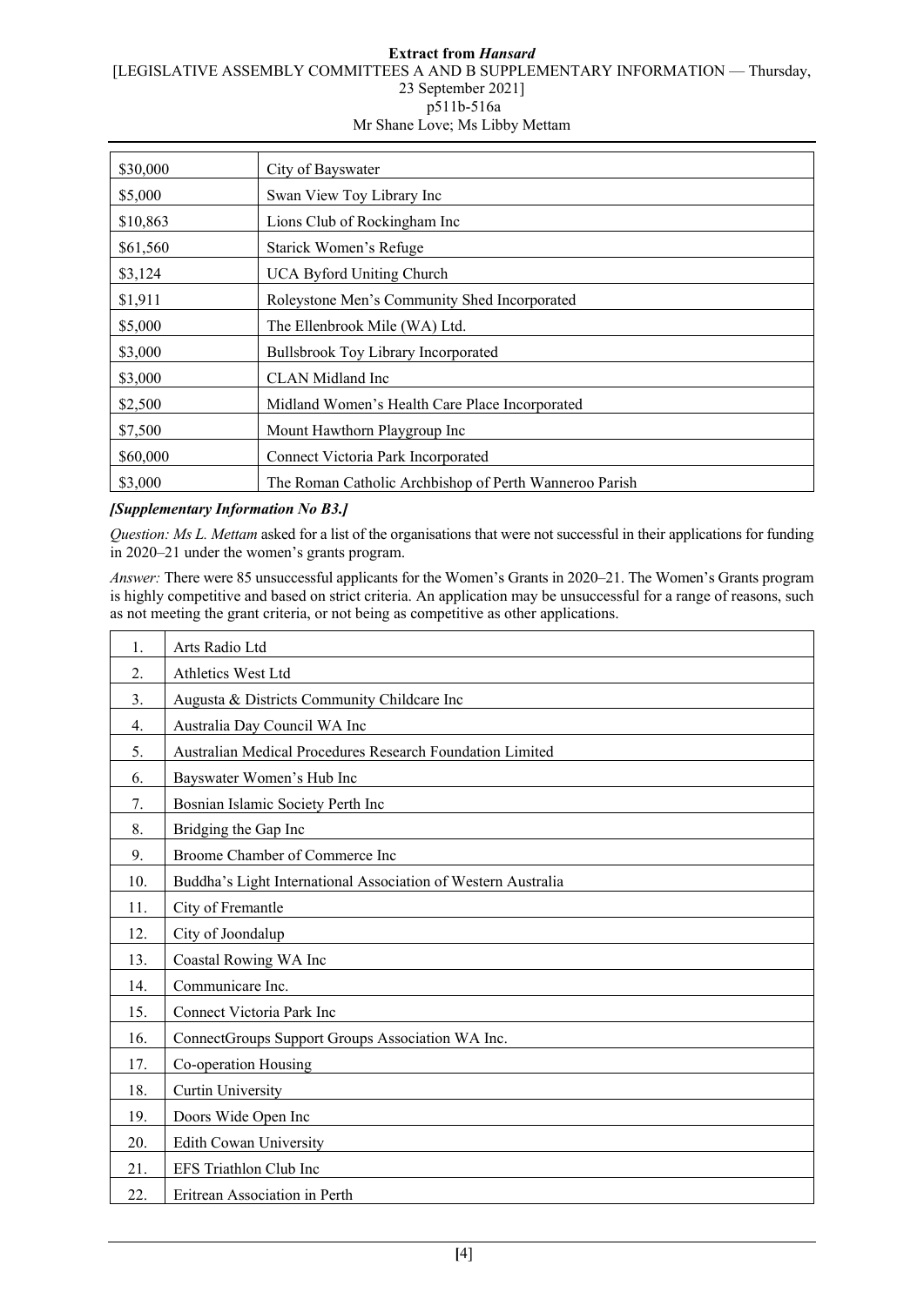| | |
|---|---|
| $30,000 | City of Bayswater |
| $5,000 | Swan View Toy Library Inc |
| $10,863 | Lions Club of Rockingham Inc |
| $61,560 | Starick Women's Refuge |
| $3,124 | UCA Byford Uniting Church |
| $1,911 | Roleystone Men's Community Shed Incorporated |
| $5,000 | The Ellenbrook Mile (WA) Ltd. |
| $3,000 | Bullsbrook Toy Library Incorporated |
| $3,000 | CLAN Midland Inc |
| $2,500 | Midland Women's Health Care Place Incorporated |
| $7,500 | Mount Hawthorn Playgroup Inc |
| $60,000 | Connect Victoria Park Incorporated |
| $3,000 | The Roman Catholic Archbishop of Perth Wanneroo Parish |

***[Supplementary Information No B3.]***

*Question: Ms L. Mettam* asked for a list of the organisations that were not successful in their applications for funding in 2020–21 under the women's grants program.

*Answer:* There were 85 unsuccessful applicants for the Women's Grants in 2020–21. The Women's Grants program is highly competitive and based on strict criteria. An application may be unsuccessful for a range of reasons, such as not meeting the grant criteria, or not being as competitive as other applications.

| | |
|---|---|
| 1. | Arts Radio Ltd |
| 2. | Athletics West Ltd |
| 3. | Augusta & Districts Community Childcare Inc |
| 4. | Australia Day Council WA Inc |
| 5. | Australian Medical Procedures Research Foundation Limited |
| 6. | Bayswater Women's Hub Inc |
| 7. | Bosnian Islamic Society Perth Inc |
| 8. | Bridging the Gap Inc |
| 9. | Broome Chamber of Commerce Inc |
| 10. | Buddha's Light International Association of Western Australia |
| 11. | City of Fremantle |
| 12. | City of Joondalup |
| 13. | Coastal Rowing WA Inc |
| 14. | Communicare Inc. |
| 15. | Connect Victoria Park Inc |
| 16. | ConnectGroups Support Groups Association WA Inc. |
| 17. | Co-operation Housing |
| 18. | Curtin University |
| 19. | Doors Wide Open Inc |
| 20. | Edith Cowan University |
| 21. | EFS Triathlon Club Inc |
| 22. | Eritrean Association in Perth |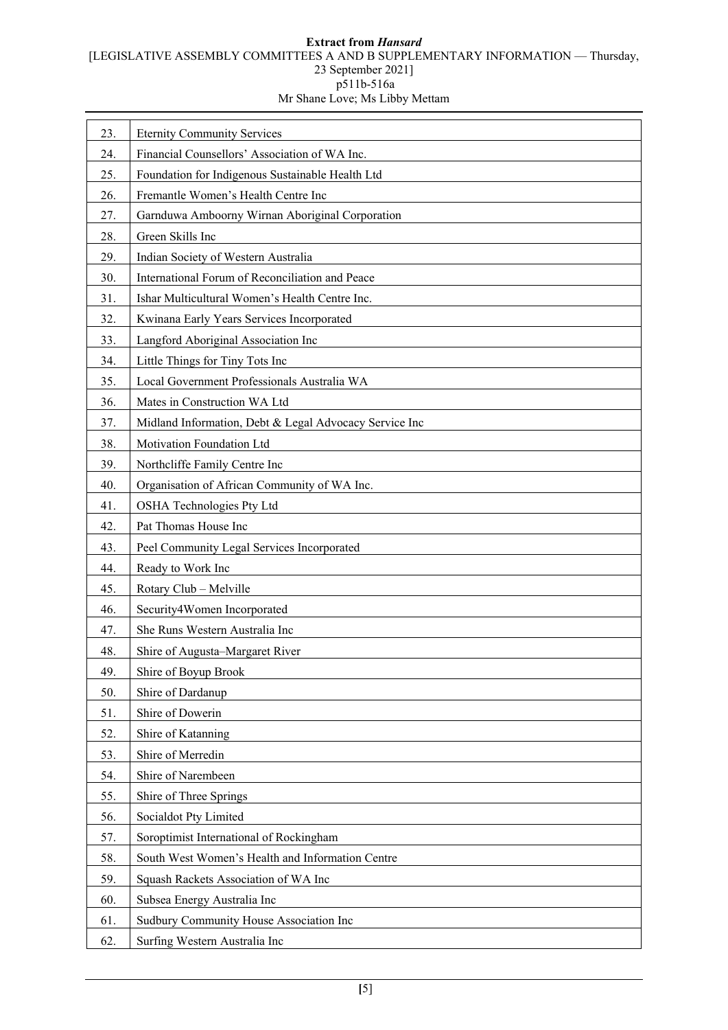| | |
|---|---|
| 23. | Eternity Community Services |
| 24. | Financial Counsellors' Association of WA Inc. |
| 25. | Foundation for Indigenous Sustainable Health Ltd |
| 26. | Fremantle Women's Health Centre Inc |
| 27. | Garnduwa Amboorny Wirnan Aboriginal Corporation |
| 28. | Green Skills Inc |
| 29. | Indian Society of Western Australia |
| 30. | International Forum of Reconciliation and Peace |
| 31. | Ishar Multicultural Women's Health Centre Inc. |
| 32. | Kwinana Early Years Services Incorporated |
| 33. | Langford Aboriginal Association Inc |
| 34. | Little Things for Tiny Tots Inc |
| 35. | Local Government Professionals Australia WA |
| 36. | Mates in Construction WA Ltd |
| 37. | Midland Information, Debt & Legal Advocacy Service Inc |
| 38. | Motivation Foundation Ltd |
| 39. | Northcliffe Family Centre Inc |
| 40. | Organisation of African Community of WA Inc. |
| 41. | OSHA Technologies Pty Ltd |
| 42. | Pat Thomas House Inc |
| 43. | Peel Community Legal Services Incorporated |
| 44. | Ready to Work Inc |
| 45. | Rotary Club – Melville |
| 46. | Security4Women Incorporated |
| 47. | She Runs Western Australia Inc |
| 48. | Shire of Augusta–Margaret River |
| 49. | Shire of Boyup Brook |
| 50. | Shire of Dardanup |
| 51. | Shire of Dowerin |
| 52. | Shire of Katanning |
| 53. | Shire of Merredin |
| 54. | Shire of Narembeen |
| 55. | Shire of Three Springs |
| 56. | Socialdot Pty Limited |
| 57. | Soroptimist International of Rockingham |
| 58. | South West Women's Health and Information Centre |
| 59. | Squash Rackets Association of WA Inc |
| 60. | Subsea Energy Australia Inc |
| 61. | Sudbury Community House Association Inc |
| 62. | Surfing Western Australia Inc |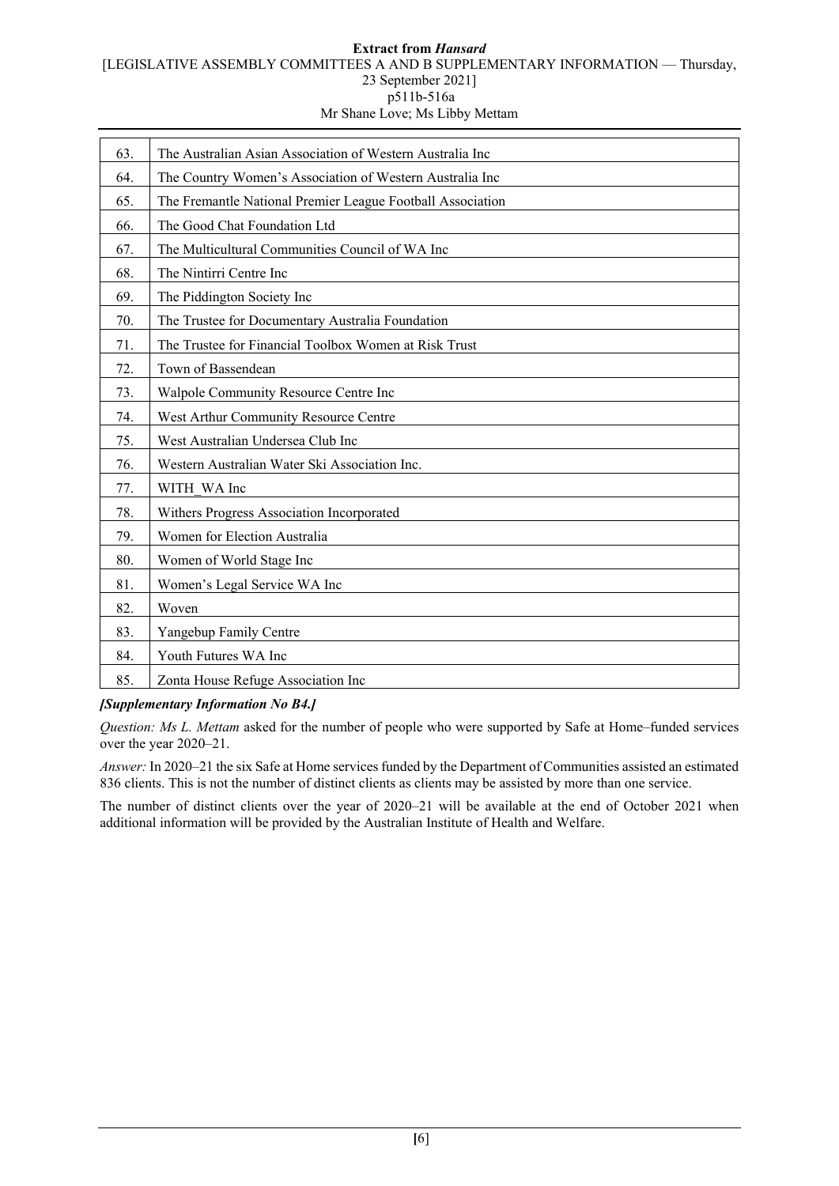| | |
|---|---|
| 63. | The Australian Asian Association of Western Australia Inc |
| 64. | The Country Women's Association of Western Australia Inc |
| 65. | The Fremantle National Premier League Football Association |
| 66. | The Good Chat Foundation Ltd |
| 67. | The Multicultural Communities Council of WA Inc |
| 68. | The Nintirri Centre Inc |
| 69. | The Piddington Society Inc |
| 70. | The Trustee for Documentary Australia Foundation |
| 71. | The Trustee for Financial Toolbox Women at Risk Trust |
| 72. | Town of Bassendean |
| 73. | Walpole Community Resource Centre Inc |
| 74. | West Arthur Community Resource Centre |
| 75. | West Australian Undersea Club Inc |
| 76. | Western Australian Water Ski Association Inc. |
| 77. | WITH_WA Inc |
| 78. | Withers Progress Association Incorporated |
| 79. | Women for Election Australia |
| 80. | Women of World Stage Inc |
| 81. | Women's Legal Service WA Inc |
| 82. | Woven |
| 83. | Yangebup Family Centre |
| 84. | Youth Futures WA Inc |
| 85. | Zonta House Refuge Association Inc |

***[Supplementary Information No B4.]***

*Question: Ms L. Mettam* asked for the number of people who were supported by Safe at Home–funded services over the year 2020–21.

*Answer:* In 2020–21 the six Safe at Home services funded by the Department of Communities assisted an estimated 836 clients. This is not the number of distinct clients as clients may be assisted by more than one service.

The number of distinct clients over the year of 2020–21 will be available at the end of October 2021 when additional information will be provided by the Australian Institute of Health and Welfare.